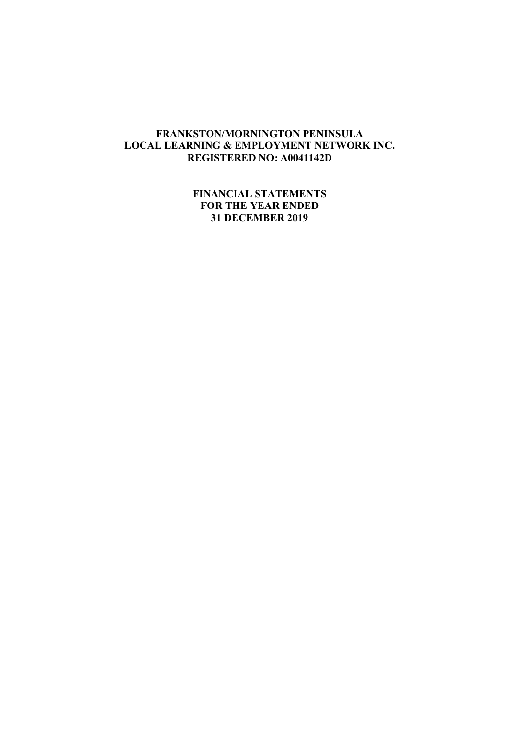# FRANKSTON/MORNINGTON PENINSULA LOCAL LEARNING & EMPLOYMENT NETWORK INC.

**REGISTERED NO: A0041142D**

## FINANCIAL STATEMENTS FOR THE YEAR ENDED 31 DECEMBER 2019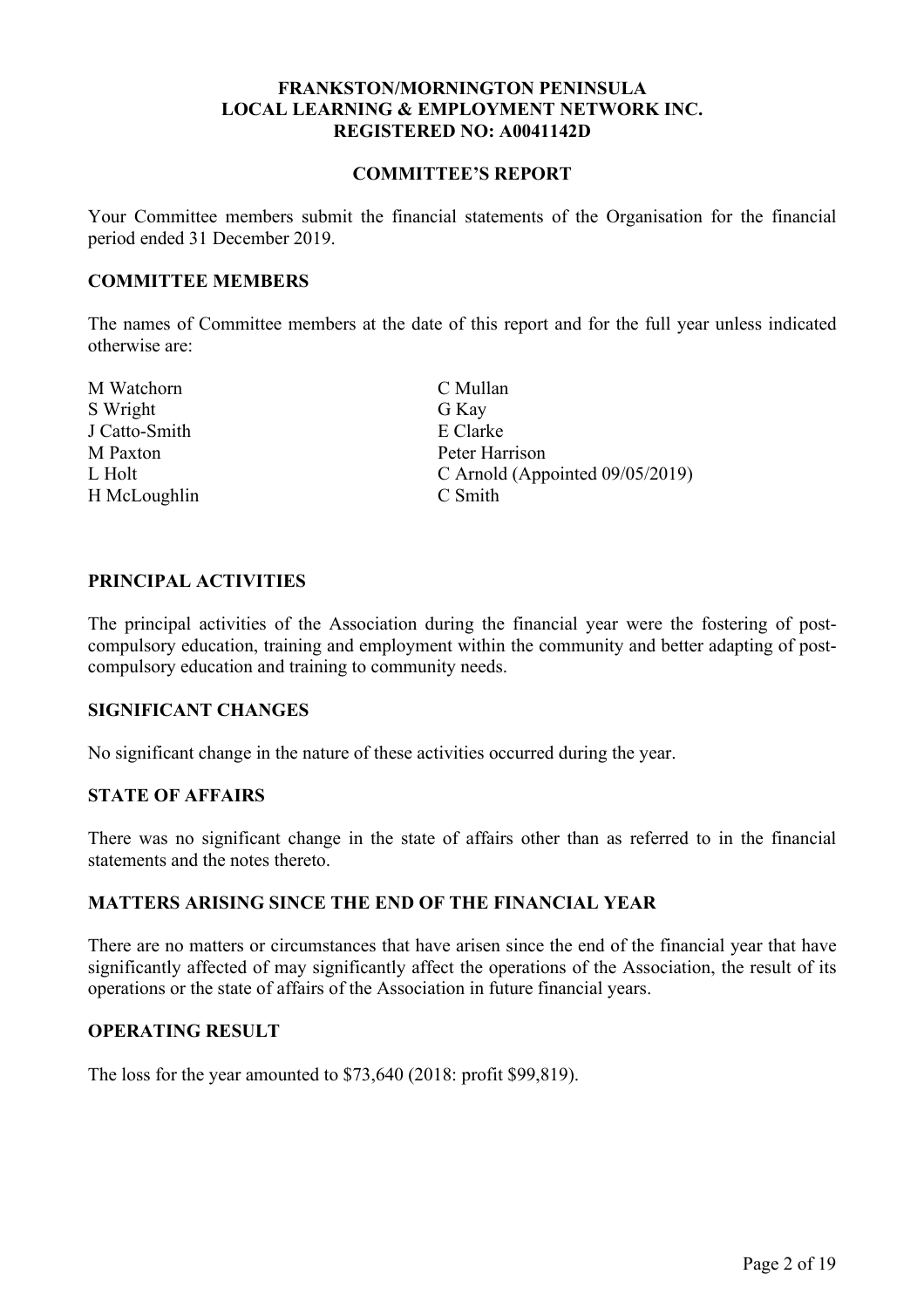**FRANKSTON/MORNINGTON PENINSULA**
**LOCAL LEARNING & EMPLOYMENT NETWORK INC.**
**REGISTERED NO: A0041142D**

## COMMITTEE'S REPORT

Your Committee members submit the financial statements of the Organisation for the financial period ended 31 December 2019.

### COMMITTEE MEMBERS

The names of Committee members at the date of this report and for the full year unless indicated otherwise are:

M Watchorn
S Wright
J Catto-Smith
M Paxton
L Holt
H McLoughlin
C Mullan
G Kay
E Clarke
Peter Harrison
C Arnold (Appointed 09/05/2019)
C Smith

### PRINCIPAL ACTIVITIES

The principal activities of the Association during the financial year were the fostering of post-compulsory education, training and employment within the community and better adapting of post-compulsory education and training to community needs.

### SIGNIFICANT CHANGES

No significant change in the nature of these activities occurred during the year.

### STATE OF AFFAIRS

There was no significant change in the state of affairs other than as referred to in the financial statements and the notes thereto.

### MATTERS ARISING SINCE THE END OF THE FINANCIAL YEAR

There are no matters or circumstances that have arisen since the end of the financial year that have significantly affected of may significantly affect the operations of the Association, the result of its operations or the state of affairs of the Association in future financial years.

### OPERATING RESULT

The loss for the year amounted to $73,640 (2018: profit $99,819).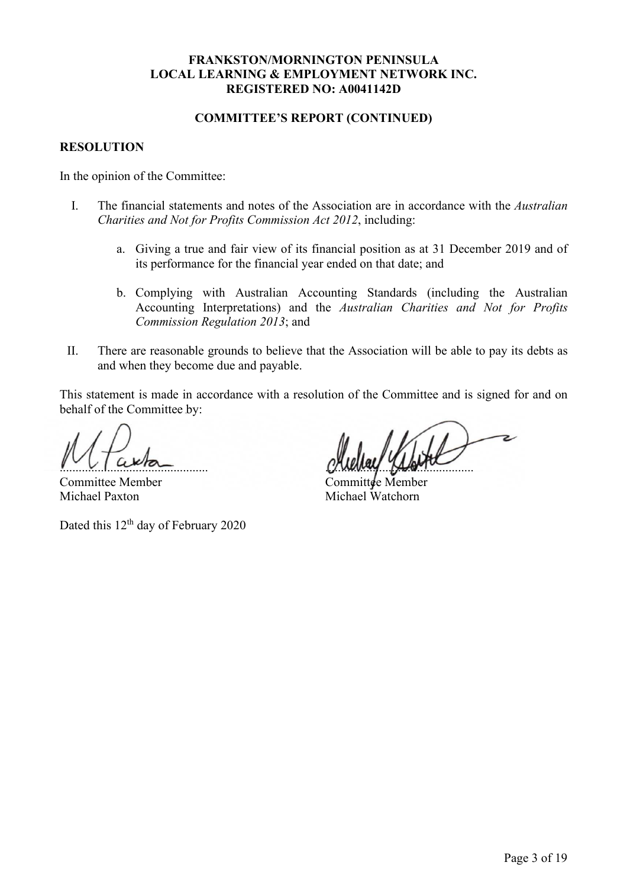**FRANKSTON/MORNINGTON PENINSULA**
**LOCAL LEARNING & EMPLOYMENT NETWORK INC.**
**REGISTERED NO: A0041142D**

**COMMITTEE'S REPORT (CONTINUED)**

**RESOLUTION**

In the opinion of the Committee:

I. The financial statements and notes of the Association are in accordance with the *Australian Charities and Not for Profits Commission Act 2012*, including:

   a. Giving a true and fair view of its financial position as at 31 December 2019 and of its performance for the financial year ended on that date; and

   b. Complying with Australian Accounting Standards (including the Australian Accounting Interpretations) and the *Australian Charities and Not for Profits Commission Regulation 2013*; and

II. There are reasonable grounds to believe that the Association will be able to pay its debts as and when they become due and payable.

This statement is made in accordance with a resolution of the Committee and is signed for and on behalf of the Committee by:

| ............................................ | ............................................ |
|---|---|
| Committee Member | Committee Member |
| Michael Paxton | Michael Watchorn |

Dated this 12th day of February 2020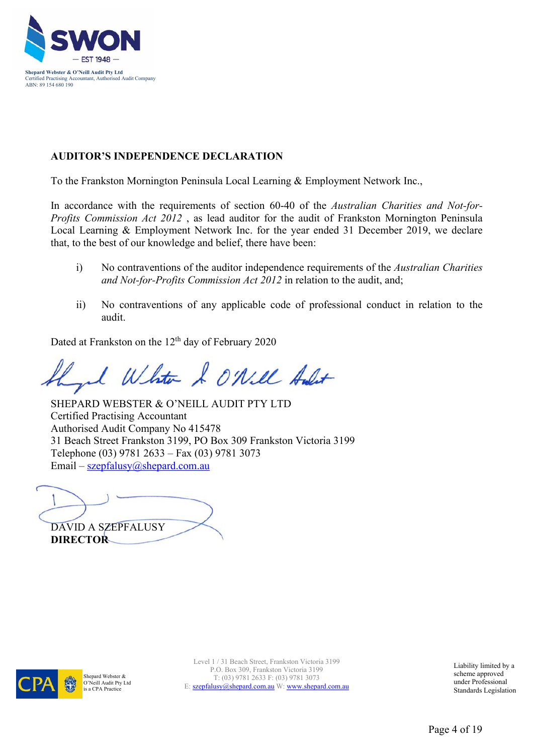Shepard Webster & O'Neill Audit Pty Ltd
Certified Practising Accountant, Authorised Audit Company
ABN: 89 154 680 190

## AUDITOR'S INDEPENDENCE DECLARATION

To the Frankston Mornington Peninsula Local Learning & Employment Network Inc.,

In accordance with the requirements of section 60-40 of the *Australian Charities and Not-for-Profits Commission Act 2012* , as lead auditor for the audit of Frankston Mornington Peninsula Local Learning & Employment Network Inc. for the year ended 31 December 2019, we declare that, to the best of our knowledge and belief, there have been:

i) No contraventions of the auditor independence requirements of the *Australian Charities and Not-for-Profits Commission Act 2012* in relation to the audit, and;

ii) No contraventions of any applicable code of professional conduct in relation to the audit.

Dated at Frankston on the 12th day of February 2020

SHEPARD WEBSTER & O'NEILL AUDIT PTY LTD
Certified Practising Accountant
Authorised Audit Company No 415478
31 Beach Street Frankston 3199, PO Box 309 Frankston Victoria 3199
Telephone (03) 9781 2633 – Fax (03) 9781 3073
Email – szepfalusy@shepard.com.au

DAVID A SZEPFALUSY
**DIRECTOR**

Shepard Webster & O'Neill Audit Pty Ltd is a CPA Practice

Level 1 / 31 Beach Street, Frankston Victoria 3199
P.O. Box 309, Frankston Victoria 3199
T: (03) 9781 2633 F: (03) 9781 3073
E: szepfalusy@shepard.com.au W: www.shepard.com.au

Liability limited by a scheme approved under Professional Standards Legislation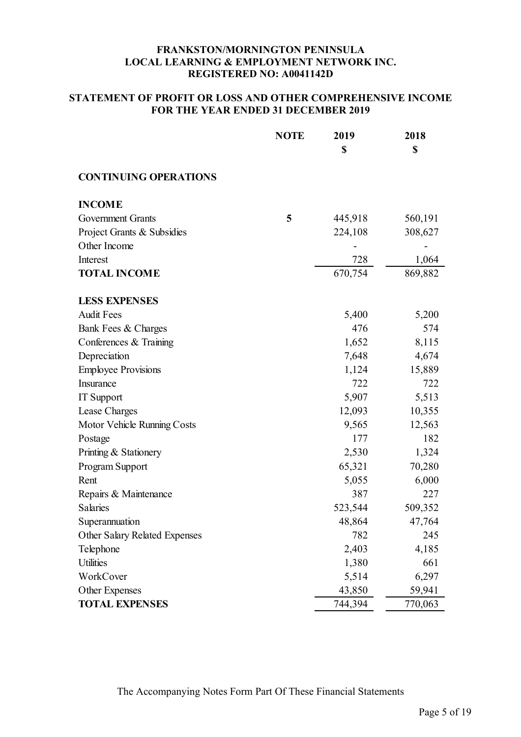**FRANKSTON/MORNINGTON PENINSULA**
**LOCAL LEARNING & EMPLOYMENT NETWORK INC.**
**REGISTERED NO: A0041142D**

**STATEMENT OF PROFIT OR LOSS AND OTHER COMPREHENSIVE INCOME**
**FOR THE YEAR ENDED 31 DECEMBER 2019**

| | NOTE | 2019<br>$ | 2018<br>$ |
|---|---|---|---|
| **CONTINUING OPERATIONS** | | | |
| **INCOME** | | | |
| Government Grants | 5 | 445,918 | 560,191 |
| Project Grants & Subsidies | | 224,108 | 308,627 |
| Other Income | | - | - |
| Interest | | 728 | 1,064 |
| **TOTAL INCOME** | | 670,754 | 869,882 |
| **LESS EXPENSES** | | | |
| Audit Fees | | 5,400 | 5,200 |
| Bank Fees & Charges | | 476 | 574 |
| Conferences & Training | | 1,652 | 8,115 |
| Depreciation | | 7,648 | 4,674 |
| Employee Provisions | | 1,124 | 15,889 |
| Insurance | | 722 | 722 |
| IT Support | | 5,907 | 5,513 |
| Lease Charges | | 12,093 | 10,355 |
| Motor Vehicle Running Costs | | 9,565 | 12,563 |
| Postage | | 177 | 182 |
| Printing & Stationery | | 2,530 | 1,324 |
| Program Support | | 65,321 | 70,280 |
| Rent | | 5,055 | 6,000 |
| Repairs & Maintenance | | 387 | 227 |
| Salaries | | 523,544 | 509,352 |
| Superannuation | | 48,864 | 47,764 |
| Other Salary Related Expenses | | 782 | 245 |
| Telephone | | 2,403 | 4,185 |
| Utilities | | 1,380 | 661 |
| WorkCover | | 5,514 | 6,297 |
| Other Expenses | | 43,850 | 59,941 |
| **TOTAL EXPENSES** | | 744,394 | 770,063 |

The Accompanying Notes Form Part Of These Financial Statements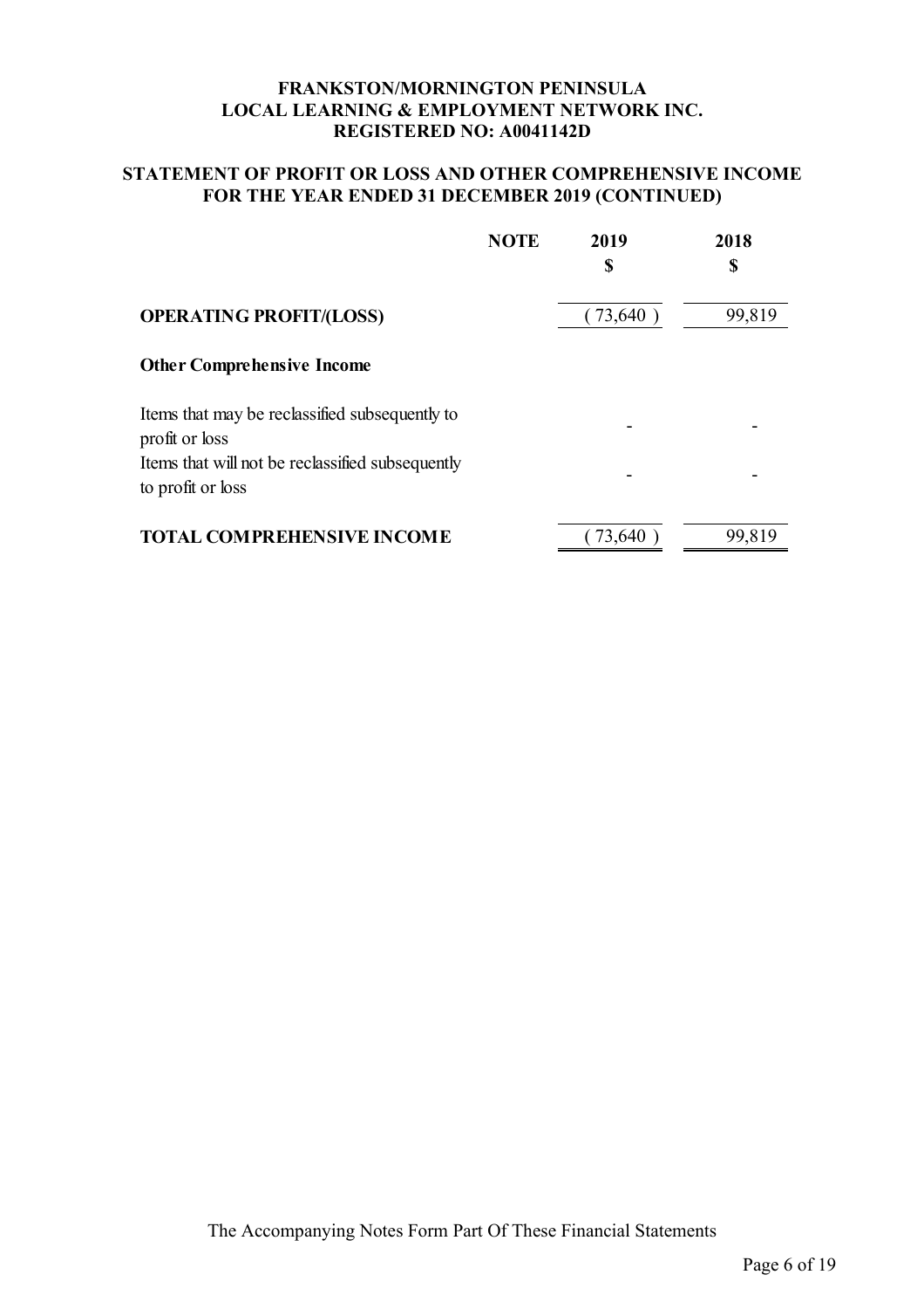**FRANKSTON/MORNINGTON PENINSULA**
**LOCAL LEARNING & EMPLOYMENT NETWORK INC.**
**REGISTERED NO: A0041142D**

## STATEMENT OF PROFIT OR LOSS AND OTHER COMPREHENSIVE INCOME FOR THE YEAR ENDED 31 DECEMBER 2019 (CONTINUED)

| | NOTE | 2019 $ | 2018 $ |
|---|---|---|---|
| **OPERATING PROFIT/(LOSS)** | | ( 73,640 ) | 99,819 |
| **Other Comprehensive Income** | | | |
| Items that may be reclassified subsequently to profit or loss | | - | - |
| Items that will not be reclassified subsequently to profit or loss | | - | - |
| **TOTAL COMPREHENSIVE INCOME** | | ( 73,640 ) | 99,819 |

The Accompanying Notes Form Part Of These Financial Statements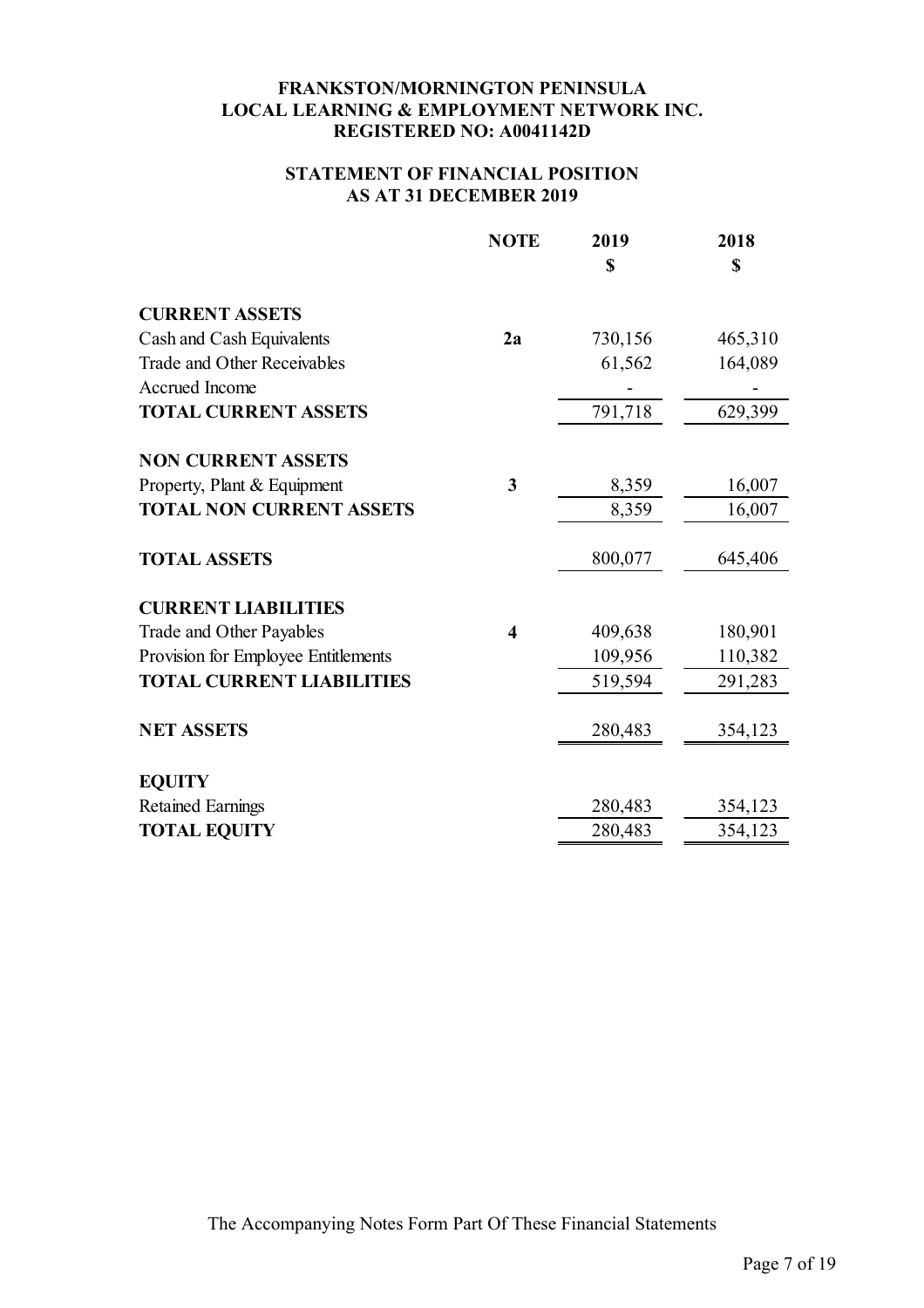**FRANKSTON/MORNINGTON PENINSULA**
**LOCAL LEARNING & EMPLOYMENT NETWORK INC.**
**REGISTERED NO: A0041142D**

## STATEMENT OF FINANCIAL POSITION
## AS AT 31 DECEMBER 2019

| | NOTE | 2019 $ | 2018 $ |
|---|---|---|---|
| **CURRENT ASSETS** | | | |
| Cash and Cash Equivalents | **2a** | 730,156 | 465,310 |
| Trade and Other Receivables | | 61,562 | 164,089 |
| Accrued Income | | - | - |
| **TOTAL CURRENT ASSETS** | | 791,718 | 629,399 |
| **NON CURRENT ASSETS** | | | |
| Property, Plant & Equipment | **3** | 8,359 | 16,007 |
| **TOTAL NON CURRENT ASSETS** | | 8,359 | 16,007 |
| **TOTAL ASSETS** | | 800,077 | 645,406 |
| **CURRENT LIABILITIES** | | | |
| Trade and Other Payables | **4** | 409,638 | 180,901 |
| Provision for Employee Entitlements | | 109,956 | 110,382 |
| **TOTAL CURRENT LIABILITIES** | | 519,594 | 291,283 |
| **NET ASSETS** | | 280,483 | 354,123 |
| **EQUITY** | | | |
| Retained Earnings | | 280,483 | 354,123 |
| **TOTAL EQUITY** | | 280,483 | 354,123 |

The Accompanying Notes Form Part Of These Financial Statements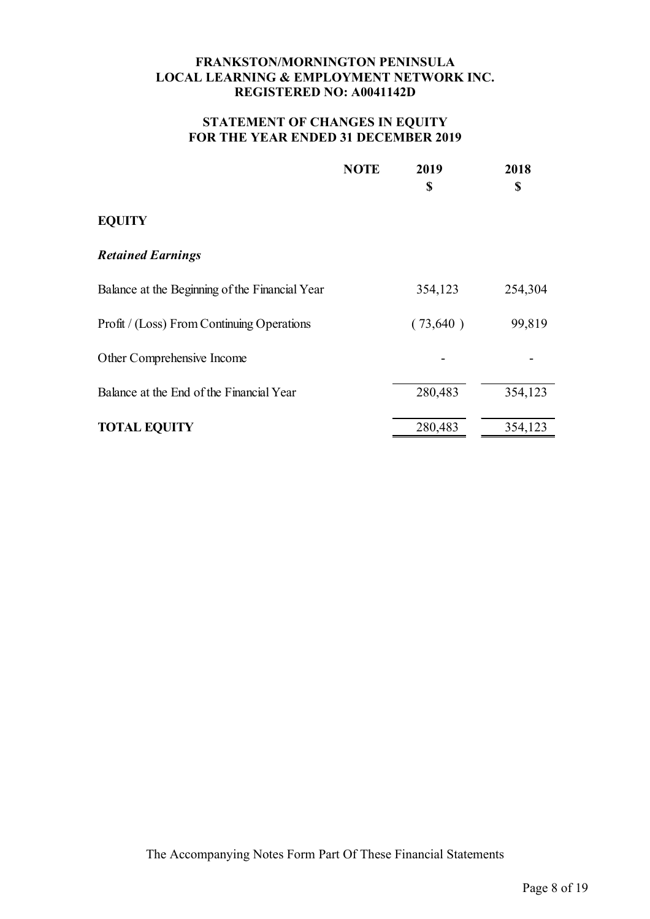**FRANKSTON/MORNINGTON PENINSULA**
**LOCAL LEARNING & EMPLOYMENT NETWORK INC.**
**REGISTERED NO: A0041142D**

# STATEMENT OF CHANGES IN EQUITY
## FOR THE YEAR ENDED 31 DECEMBER 2019

| | NOTE | 2019 $ | 2018 $ |
|---|---|---|---|
| **EQUITY** | | | |
| ***Retained Earnings*** | | | |
| Balance at the Beginning of the Financial Year | | 354,123 | 254,304 |
| Profit / (Loss) From Continuing Operations | | ( 73,640 ) | 99,819 |
| Other Comprehensive Income | | - | - |
| Balance at the End of the Financial Year | | 280,483 | 354,123 |
| **TOTAL EQUITY** | | 280,483 | 354,123 |

The Accompanying Notes Form Part Of These Financial Statements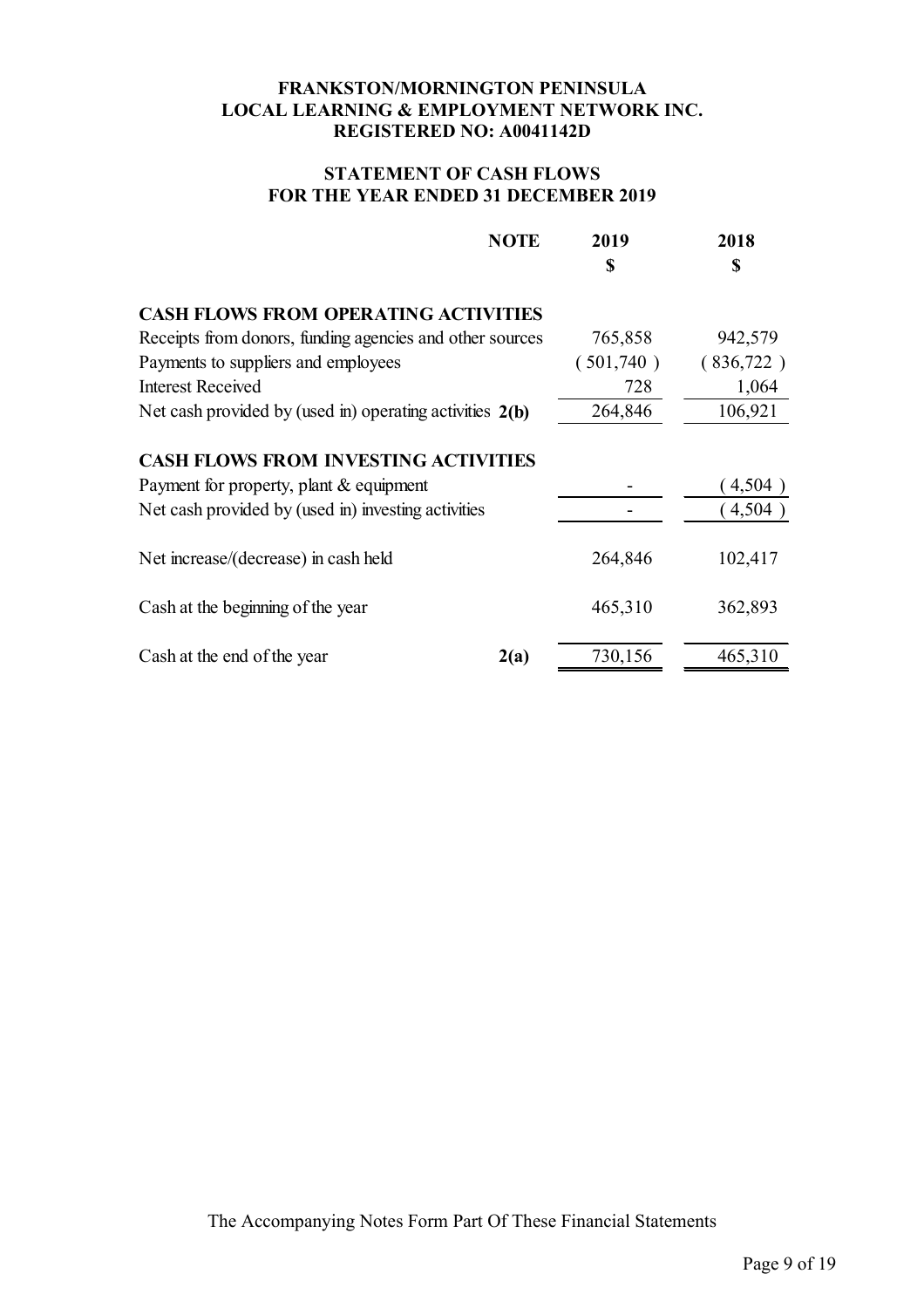**FRANKSTON/MORNINGTON PENINSULA**
**LOCAL LEARNING & EMPLOYMENT NETWORK INC.**
**REGISTERED NO: A0041142D**

## STATEMENT OF CASH FLOWS
## FOR THE YEAR ENDED 31 DECEMBER 2019

| | NOTE | 2019<br>$ | 2018<br>$ |
|---|---|---|---|
| **CASH FLOWS FROM OPERATING ACTIVITIES** | | | |
| Receipts from donors, funding agencies and other sources | | 765,858 | 942,579 |
| Payments to suppliers and employees | | ( 501,740 ) | ( 836,722 ) |
| Interest Received | | 728 | 1,064 |
| Net cash provided by (used in) operating activities | 2(b) | 264,846 | 106,921 |
| **CASH FLOWS FROM INVESTING ACTIVITIES** | | | |
| Payment for property, plant & equipment | | - | ( 4,504 ) |
| Net cash provided by (used in) investing activities | | - | ( 4,504 ) |
| Net increase/(decrease) in cash held | | 264,846 | 102,417 |
| Cash at the beginning of the year | | 465,310 | 362,893 |
| Cash at the end of the year | 2(a) | 730,156 | 465,310 |

The Accompanying Notes Form Part Of These Financial Statements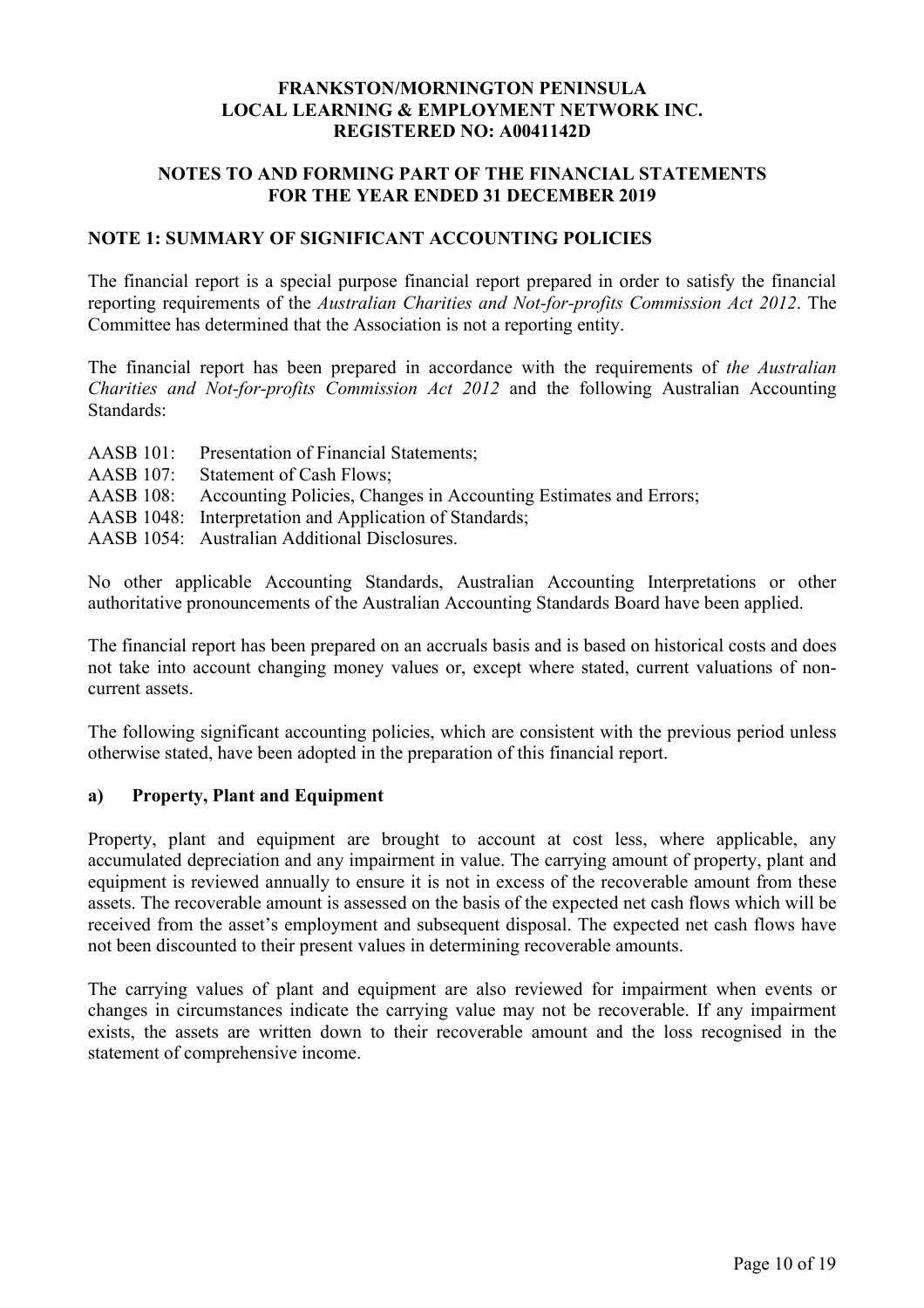**FRANKSTON/MORNINGTON PENINSULA**
**LOCAL LEARNING & EMPLOYMENT NETWORK INC.**
**REGISTERED NO: A0041142D**

**NOTES TO AND FORMING PART OF THE FINANCIAL STATEMENTS**
**FOR THE YEAR ENDED 31 DECEMBER 2019**

## NOTE 1: SUMMARY OF SIGNIFICANT ACCOUNTING POLICIES

The financial report is a special purpose financial report prepared in order to satisfy the financial reporting requirements of the *Australian Charities and Not-for-profits Commission Act 2012*. The Committee has determined that the Association is not a reporting entity.

The financial report has been prepared in accordance with the requirements of *the Australian Charities and Not-for-profits Commission Act 2012* and the following Australian Accounting Standards:

AASB 101: Presentation of Financial Statements;
AASB 107: Statement of Cash Flows;
AASB 108: Accounting Policies, Changes in Accounting Estimates and Errors;
AASB 1048: Interpretation and Application of Standards;
AASB 1054: Australian Additional Disclosures.

No other applicable Accounting Standards, Australian Accounting Interpretations or other authoritative pronouncements of the Australian Accounting Standards Board have been applied.

The financial report has been prepared on an accruals basis and is based on historical costs and does not take into account changing money values or, except where stated, current valuations of non-current assets.

The following significant accounting policies, which are consistent with the previous period unless otherwise stated, have been adopted in the preparation of this financial report.

### a) Property, Plant and Equipment

Property, plant and equipment are brought to account at cost less, where applicable, any accumulated depreciation and any impairment in value. The carrying amount of property, plant and equipment is reviewed annually to ensure it is not in excess of the recoverable amount from these assets. The recoverable amount is assessed on the basis of the expected net cash flows which will be received from the asset's employment and subsequent disposal. The expected net cash flows have not been discounted to their present values in determining recoverable amounts.

The carrying values of plant and equipment are also reviewed for impairment when events or changes in circumstances indicate the carrying value may not be recoverable. If any impairment exists, the assets are written down to their recoverable amount and the loss recognised in the statement of comprehensive income.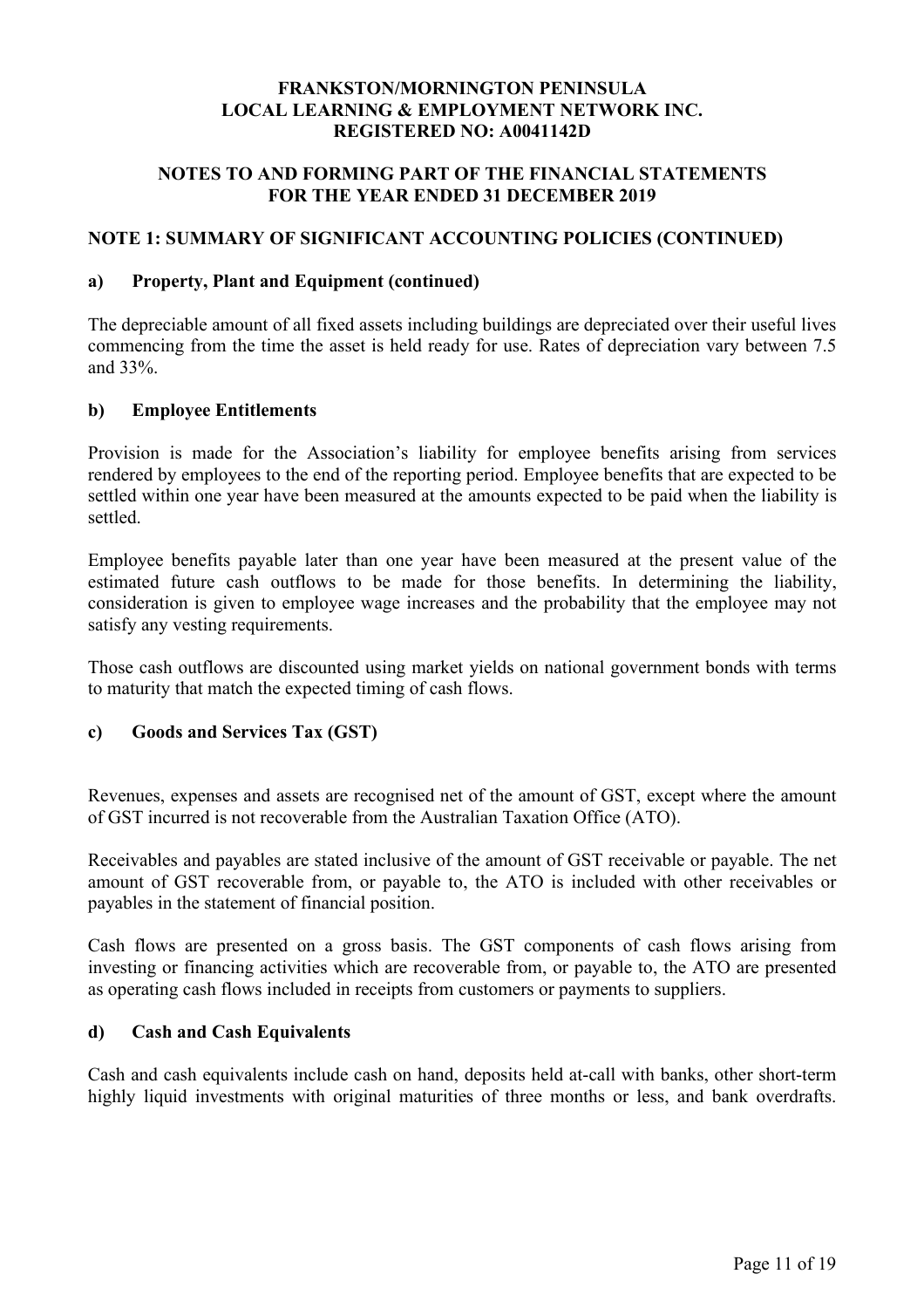# FRANKSTON/MORNINGTON PENINSULA LOCAL LEARNING & EMPLOYMENT NETWORK INC. REGISTERED NO: A0041142D

## NOTES TO AND FORMING PART OF THE FINANCIAL STATEMENTS FOR THE YEAR ENDED 31 DECEMBER 2019

### NOTE 1: SUMMARY OF SIGNIFICANT ACCOUNTING POLICIES (CONTINUED)

#### a) Property, Plant and Equipment (continued)

The depreciable amount of all fixed assets including buildings are depreciated over their useful lives commencing from the time the asset is held ready for use. Rates of depreciation vary between 7.5 and 33%.

#### b) Employee Entitlements

Provision is made for the Association's liability for employee benefits arising from services rendered by employees to the end of the reporting period. Employee benefits that are expected to be settled within one year have been measured at the amounts expected to be paid when the liability is settled.

Employee benefits payable later than one year have been measured at the present value of the estimated future cash outflows to be made for those benefits. In determining the liability, consideration is given to employee wage increases and the probability that the employee may not satisfy any vesting requirements.

Those cash outflows are discounted using market yields on national government bonds with terms to maturity that match the expected timing of cash flows.

#### c) Goods and Services Tax (GST)

Revenues, expenses and assets are recognised net of the amount of GST, except where the amount of GST incurred is not recoverable from the Australian Taxation Office (ATO).

Receivables and payables are stated inclusive of the amount of GST receivable or payable. The net amount of GST recoverable from, or payable to, the ATO is included with other receivables or payables in the statement of financial position.

Cash flows are presented on a gross basis. The GST components of cash flows arising from investing or financing activities which are recoverable from, or payable to, the ATO are presented as operating cash flows included in receipts from customers or payments to suppliers.

#### d) Cash and Cash Equivalents

Cash and cash equivalents include cash on hand, deposits held at-call with banks, other short-term highly liquid investments with original maturities of three months or less, and bank overdrafts.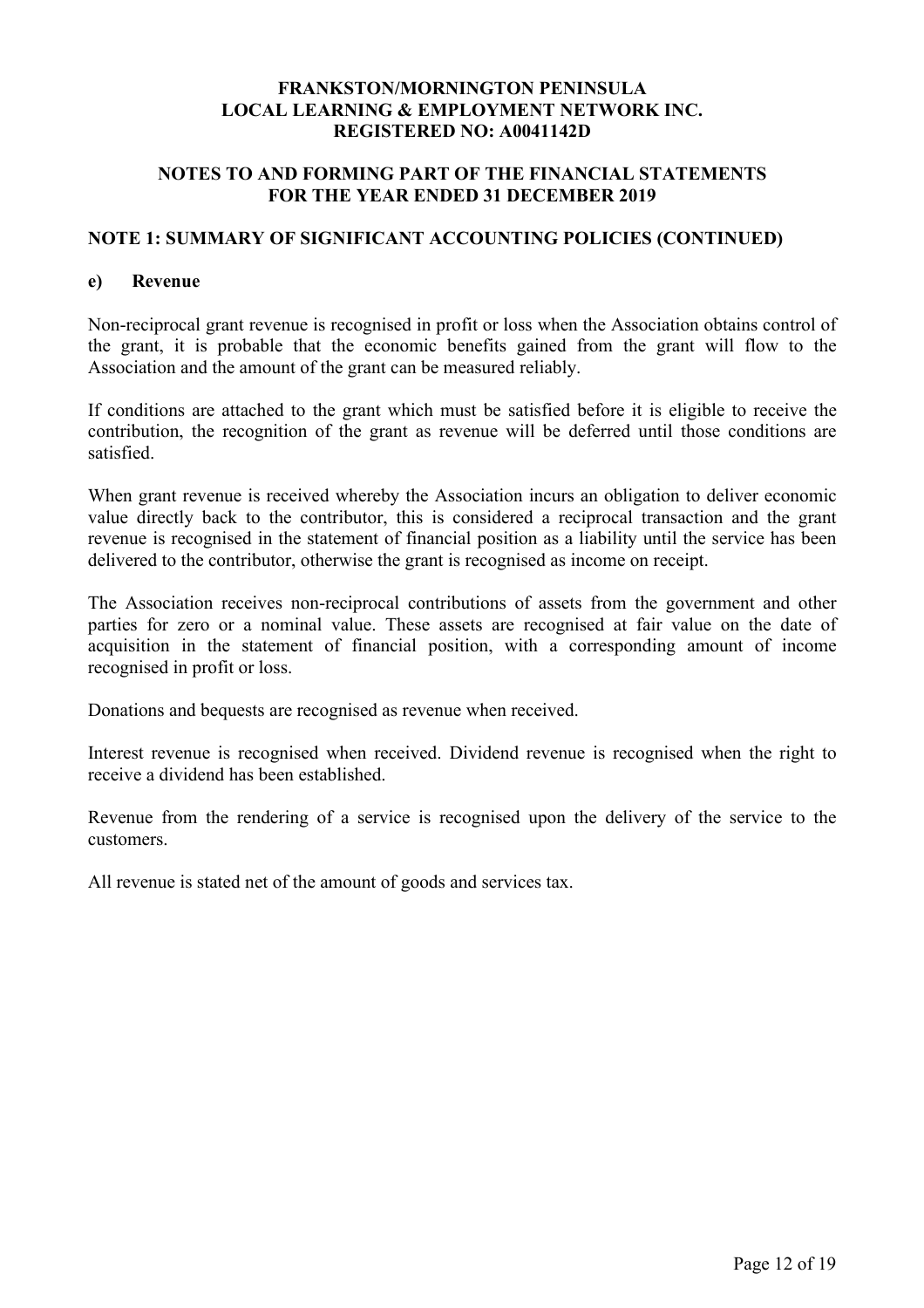**FRANKSTON/MORNINGTON PENINSULA LOCAL LEARNING & EMPLOYMENT NETWORK INC. REGISTERED NO: A0041142D**

**NOTES TO AND FORMING PART OF THE FINANCIAL STATEMENTS FOR THE YEAR ENDED 31 DECEMBER 2019**

## NOTE 1: SUMMARY OF SIGNIFICANT ACCOUNTING POLICIES (CONTINUED)

### e) Revenue

Non-reciprocal grant revenue is recognised in profit or loss when the Association obtains control of the grant, it is probable that the economic benefits gained from the grant will flow to the Association and the amount of the grant can be measured reliably.

If conditions are attached to the grant which must be satisfied before it is eligible to receive the contribution, the recognition of the grant as revenue will be deferred until those conditions are satisfied.

When grant revenue is received whereby the Association incurs an obligation to deliver economic value directly back to the contributor, this is considered a reciprocal transaction and the grant revenue is recognised in the statement of financial position as a liability until the service has been delivered to the contributor, otherwise the grant is recognised as income on receipt.

The Association receives non-reciprocal contributions of assets from the government and other parties for zero or a nominal value. These assets are recognised at fair value on the date of acquisition in the statement of financial position, with a corresponding amount of income recognised in profit or loss.

Donations and bequests are recognised as revenue when received.

Interest revenue is recognised when received. Dividend revenue is recognised when the right to receive a dividend has been established.

Revenue from the rendering of a service is recognised upon the delivery of the service to the customers.

All revenue is stated net of the amount of goods and services tax.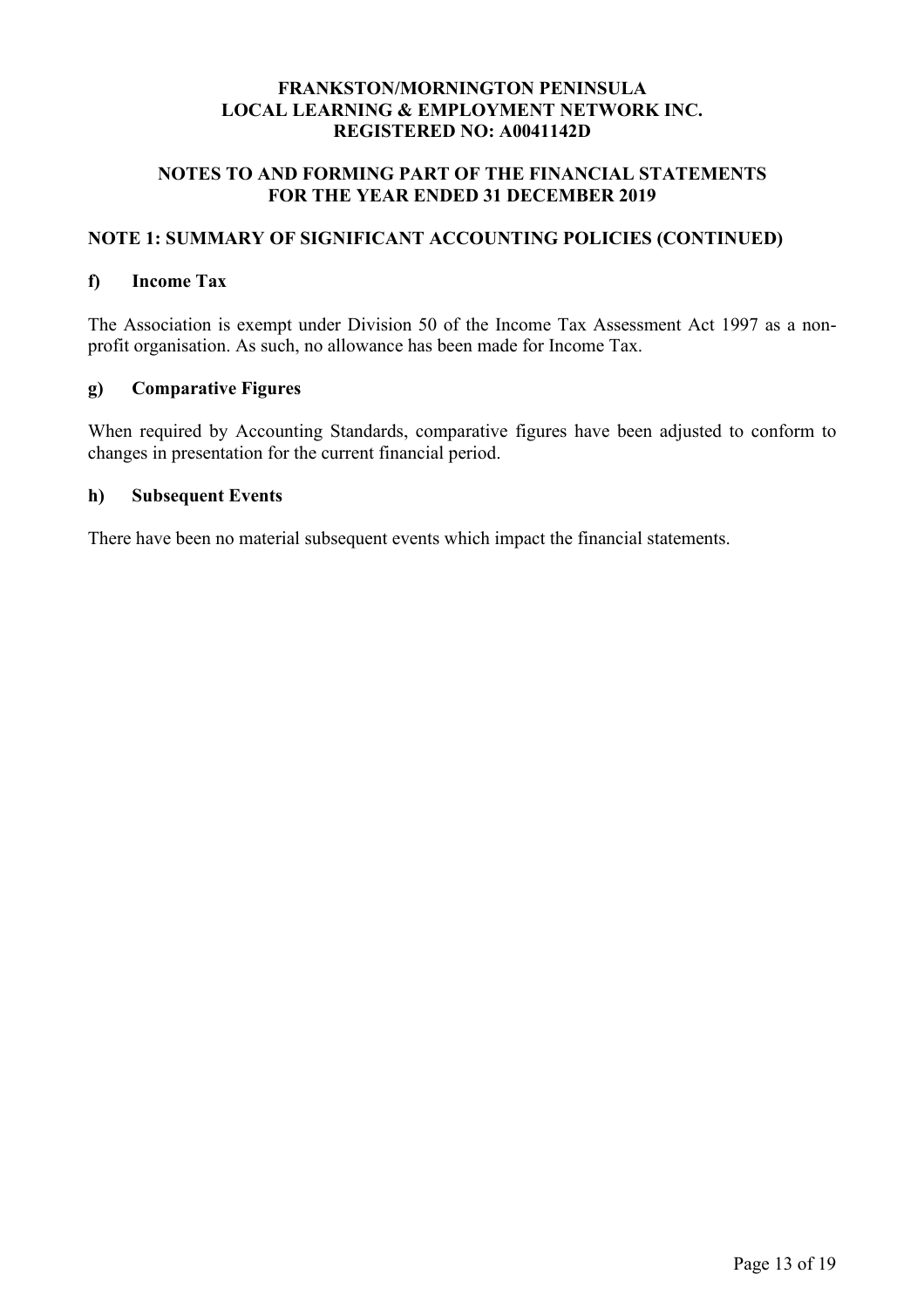**FRANKSTON/MORNINGTON PENINSULA**
**LOCAL LEARNING & EMPLOYMENT NETWORK INC.**
**REGISTERED NO: A0041142D**

**NOTES TO AND FORMING PART OF THE FINANCIAL STATEMENTS**
**FOR THE YEAR ENDED 31 DECEMBER 2019**

## NOTE 1: SUMMARY OF SIGNIFICANT ACCOUNTING POLICIES (CONTINUED)

### f) Income Tax

The Association is exempt under Division 50 of the Income Tax Assessment Act 1997 as a non-profit organisation. As such, no allowance has been made for Income Tax.

### g) Comparative Figures

When required by Accounting Standards, comparative figures have been adjusted to conform to changes in presentation for the current financial period.

### h) Subsequent Events

There have been no material subsequent events which impact the financial statements.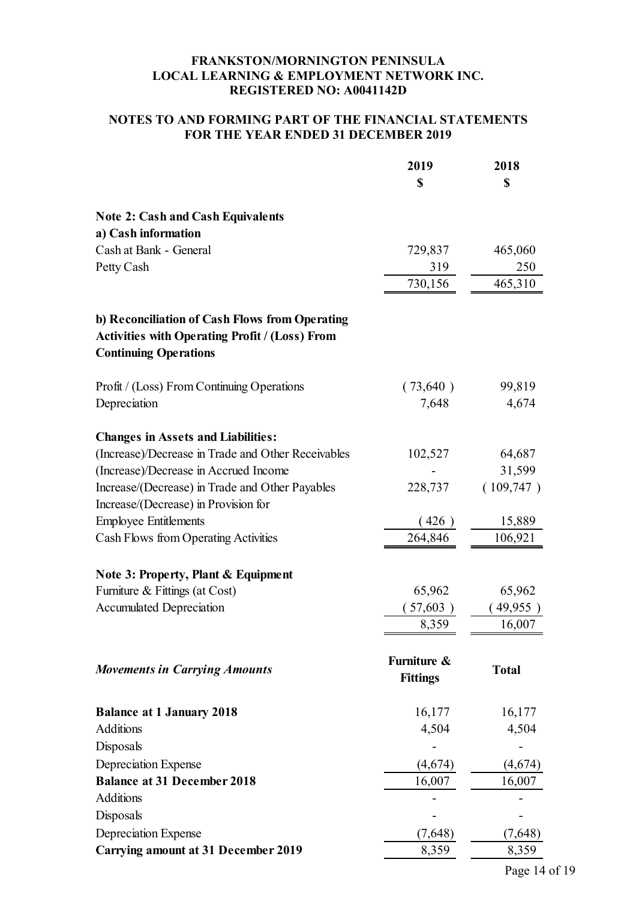**FRANKSTON/MORNINGTON PENINSULA**
**LOCAL LEARNING & EMPLOYMENT NETWORK INC.**
**REGISTERED NO: A0041142D**

**NOTES TO AND FORMING PART OF THE FINANCIAL STATEMENTS**
**FOR THE YEAR ENDED 31 DECEMBER 2019**

| | 2019 | 2018 |
|---|---|---|
| | $ | $ |
| **Note 2: Cash and Cash Equivalents** | | |
| **a) Cash information** | | |
| Cash at Bank - General | 729,837 | 465,060 |
| Petty Cash | 319 | 250 |
| | 730,156 | 465,310 |
| **b) Reconciliation of Cash Flows from Operating Activities with Operating Profit / (Loss) From Continuing Operations** | | |
| Profit / (Loss) From Continuing Operations | ( 73,640 ) | 99,819 |
| Depreciation | 7,648 | 4,674 |
| **Changes in Assets and Liabilities:** | | |
| (Increase)/Decrease in Trade and Other Receivables | 102,527 | 64,687 |
| (Increase)/Decrease in Accrued Income | - | 31,599 |
| Increase/(Decrease) in Trade and Other Payables | 228,737 | ( 109,747 ) |
| Increase/(Decrease) in Provision for Employee Entitlements | ( 426 ) | 15,889 |
| Cash Flows from Operating Activities | 264,846 | 106,921 |
| **Note 3: Property, Plant & Equipment** | | |
| Furniture & Fittings (at Cost) | 65,962 | 65,962 |
| Accumulated Depreciation | ( 57,603 ) | ( 49,955 ) |
| | 8,359 | 16,007 |

| ***Movements in Carrying Amounts*** | **Furniture & Fittings** | **Total** |
|---|---|---|
| **Balance at 1 January 2018** | 16,177 | 16,177 |
| Additions | 4,504 | 4,504 |
| Disposals | - | - |
| Depreciation Expense | (4,674) | (4,674) |
| **Balance at 31 December 2018** | 16,007 | 16,007 |
| Additions | - | - |
| Disposals | - | - |
| Depreciation Expense | (7,648) | (7,648) |
| **Carrying amount at 31 December 2019** | 8,359 | 8,359 |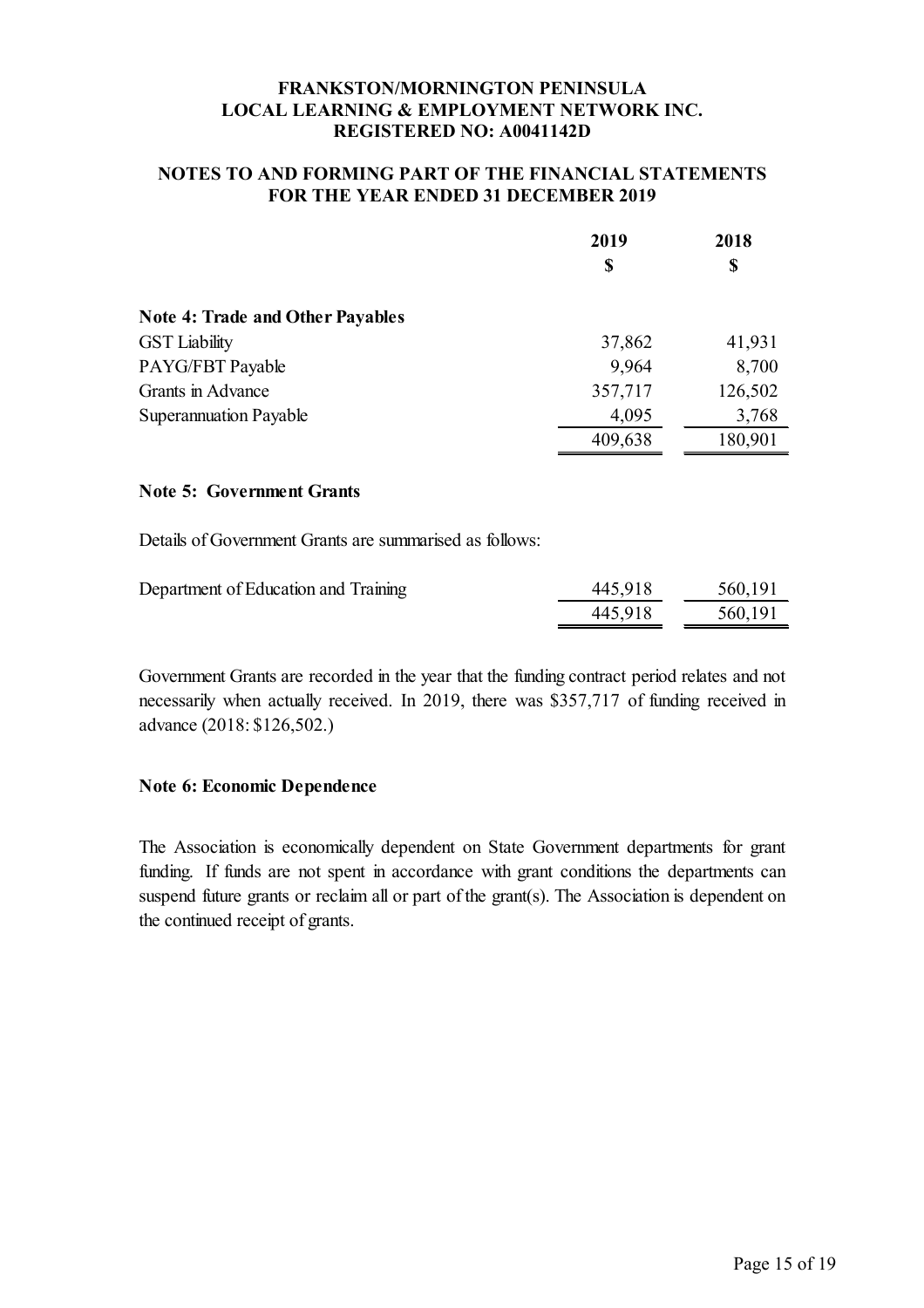**FRANKSTON/MORNINGTON PENINSULA**
**LOCAL LEARNING & EMPLOYMENT NETWORK INC.**
**REGISTERED NO: A0041142D**

**NOTES TO AND FORMING PART OF THE FINANCIAL STATEMENTS**
**FOR THE YEAR ENDED 31 DECEMBER 2019**

| | 2019 $ | 2018 $ |
|---|---|---|
| **Note 4: Trade and Other Payables** | | |
| GST Liability | 37,862 | 41,931 |
| PAYG/FBT Payable | 9,964 | 8,700 |
| Grants in Advance | 357,717 | 126,502 |
| Superannuation Payable | 4,095 | 3,768 |
| | 409,638 | 180,901 |

**Note 5: Government Grants**

Details of Government Grants are summarised as follows:

| | 2019 $ | 2018 $ |
|---|---|---|
| Department of Education and Training | 445,918 | 560,191 |
| | 445,918 | 560,191 |

Government Grants are recorded in the year that the funding contract period relates and not necessarily when actually received. In 2019, there was $357,717 of funding received in advance (2018: $126,502.)

**Note 6: Economic Dependence**

The Association is economically dependent on State Government departments for grant funding. If funds are not spent in accordance with grant conditions the departments can suspend future grants or reclaim all or part of the grant(s). The Association is dependent on the continued receipt of grants.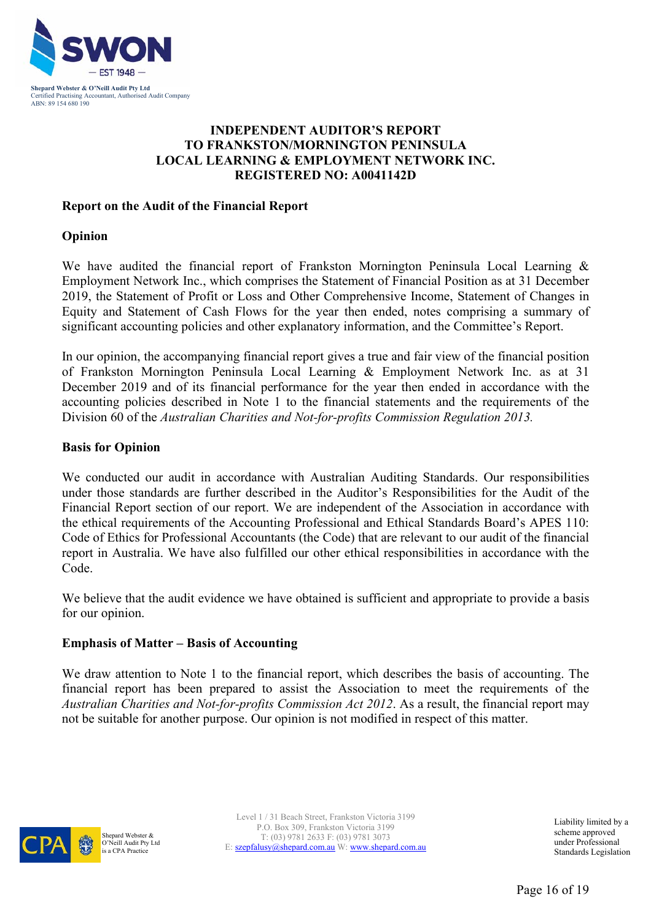Shepard Webster & O'Neill Audit Pty Ltd
Certified Practising Accountant, Authorised Audit Company
ABN: 89 154 680 190

# INDEPENDENT AUDITOR'S REPORT TO FRANKSTON/MORNINGTON PENINSULA LOCAL LEARNING & EMPLOYMENT NETWORK INC. REGISTERED NO: A0041142D

## Report on the Audit of the Financial Report

### Opinion

We have audited the financial report of Frankston Mornington Peninsula Local Learning & Employment Network Inc., which comprises the Statement of Financial Position as at 31 December 2019, the Statement of Profit or Loss and Other Comprehensive Income, Statement of Changes in Equity and Statement of Cash Flows for the year then ended, notes comprising a summary of significant accounting policies and other explanatory information, and the Committee's Report.

In our opinion, the accompanying financial report gives a true and fair view of the financial position of Frankston Mornington Peninsula Local Learning & Employment Network Inc. as at 31 December 2019 and of its financial performance for the year then ended in accordance with the accounting policies described in Note 1 to the financial statements and the requirements of the Division 60 of the *Australian Charities and Not-for-profits Commission Regulation 2013.*

### Basis for Opinion

We conducted our audit in accordance with Australian Auditing Standards. Our responsibilities under those standards are further described in the Auditor's Responsibilities for the Audit of the Financial Report section of our report. We are independent of the Association in accordance with the ethical requirements of the Accounting Professional and Ethical Standards Board's APES 110: Code of Ethics for Professional Accountants (the Code) that are relevant to our audit of the financial report in Australia. We have also fulfilled our other ethical responsibilities in accordance with the Code.

We believe that the audit evidence we have obtained is sufficient and appropriate to provide a basis for our opinion.

### Emphasis of Matter – Basis of Accounting

We draw attention to Note 1 to the financial report, which describes the basis of accounting. The financial report has been prepared to assist the Association to meet the requirements of the *Australian Charities and Not-for-profits Commission Act 2012*. As a result, the financial report may not be suitable for another purpose. Our opinion is not modified in respect of this matter.

Shepard Webster & O'Neill Audit Pty Ltd is a CPA Practice

Level 1 / 31 Beach Street, Frankston Victoria 3199
P.O. Box 309, Frankston Victoria 3199
T: (03) 9781 2633 F: (03) 9781 3073
E: szepfalusy@shepard.com.au W: www.shepard.com.au

Liability limited by a scheme approved under Professional Standards Legislation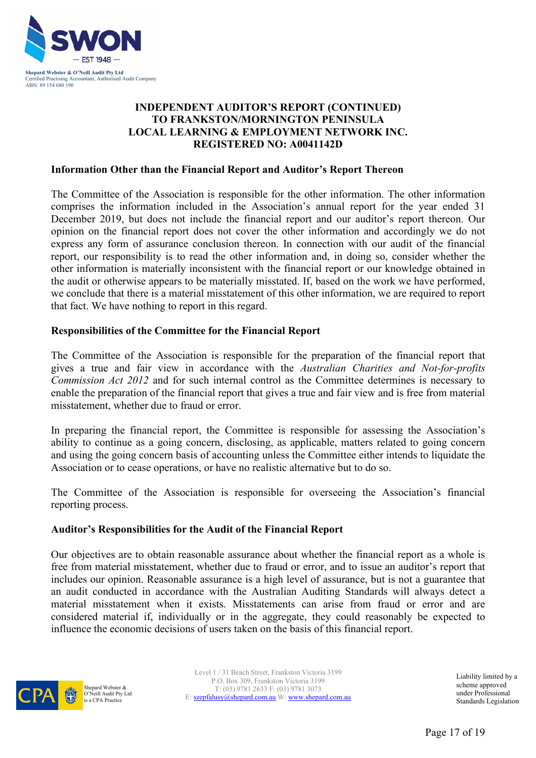Shepard Webster & O'Neill Audit Pty Ltd
Certified Practising Accountant, Authorised Audit Company
ABN: 89 154 680 190

# INDEPENDENT AUDITOR'S REPORT (CONTINUED) TO FRANKSTON/MORNINGTON PENINSULA LOCAL LEARNING & EMPLOYMENT NETWORK INC. REGISTERED NO: A0041142D

**Information Other than the Financial Report and Auditor's Report Thereon**

The Committee of the Association is responsible for the other information. The other information comprises the information included in the Association's annual report for the year ended 31 December 2019, but does not include the financial report and our auditor's report thereon. Our opinion on the financial report does not cover the other information and accordingly we do not express any form of assurance conclusion thereon. In connection with our audit of the financial report, our responsibility is to read the other information and, in doing so, consider whether the other information is materially inconsistent with the financial report or our knowledge obtained in the audit or otherwise appears to be materially misstated. If, based on the work we have performed, we conclude that there is a material misstatement of this other information, we are required to report that fact. We have nothing to report in this regard.

**Responsibilities of the Committee for the Financial Report**

The Committee of the Association is responsible for the preparation of the financial report that gives a true and fair view in accordance with the *Australian Charities and Not-for-profits Commission Act 2012* and for such internal control as the Committee determines is necessary to enable the preparation of the financial report that gives a true and fair view and is free from material misstatement, whether due to fraud or error.

In preparing the financial report, the Committee is responsible for assessing the Association's ability to continue as a going concern, disclosing, as applicable, matters related to going concern and using the going concern basis of accounting unless the Committee either intends to liquidate the Association or to cease operations, or have no realistic alternative but to do so.

The Committee of the Association is responsible for overseeing the Association's financial reporting process.

**Auditor's Responsibilities for the Audit of the Financial Report**

Our objectives are to obtain reasonable assurance about whether the financial report as a whole is free from material misstatement, whether due to fraud or error, and to issue an auditor's report that includes our opinion. Reasonable assurance is a high level of assurance, but is not a guarantee that an audit conducted in accordance with the Australian Auditing Standards will always detect a material misstatement when it exists. Misstatements can arise from fraud or error and are considered material if, individually or in the aggregate, they could reasonably be expected to influence the economic decisions of users taken on the basis of this financial report.

Shepard Webster & O'Neill Audit Pty Ltd is a CPA Practice

Level 1 / 31 Beach Street, Frankston Victoria 3199
P.O. Box 309, Frankston Victoria 3199
T: (03) 9781 2633 F: (03) 9781 3073
E: szepfalusy@shepard.com.au W: www.shepard.com.au

Liability limited by a scheme approved under Professional Standards Legislation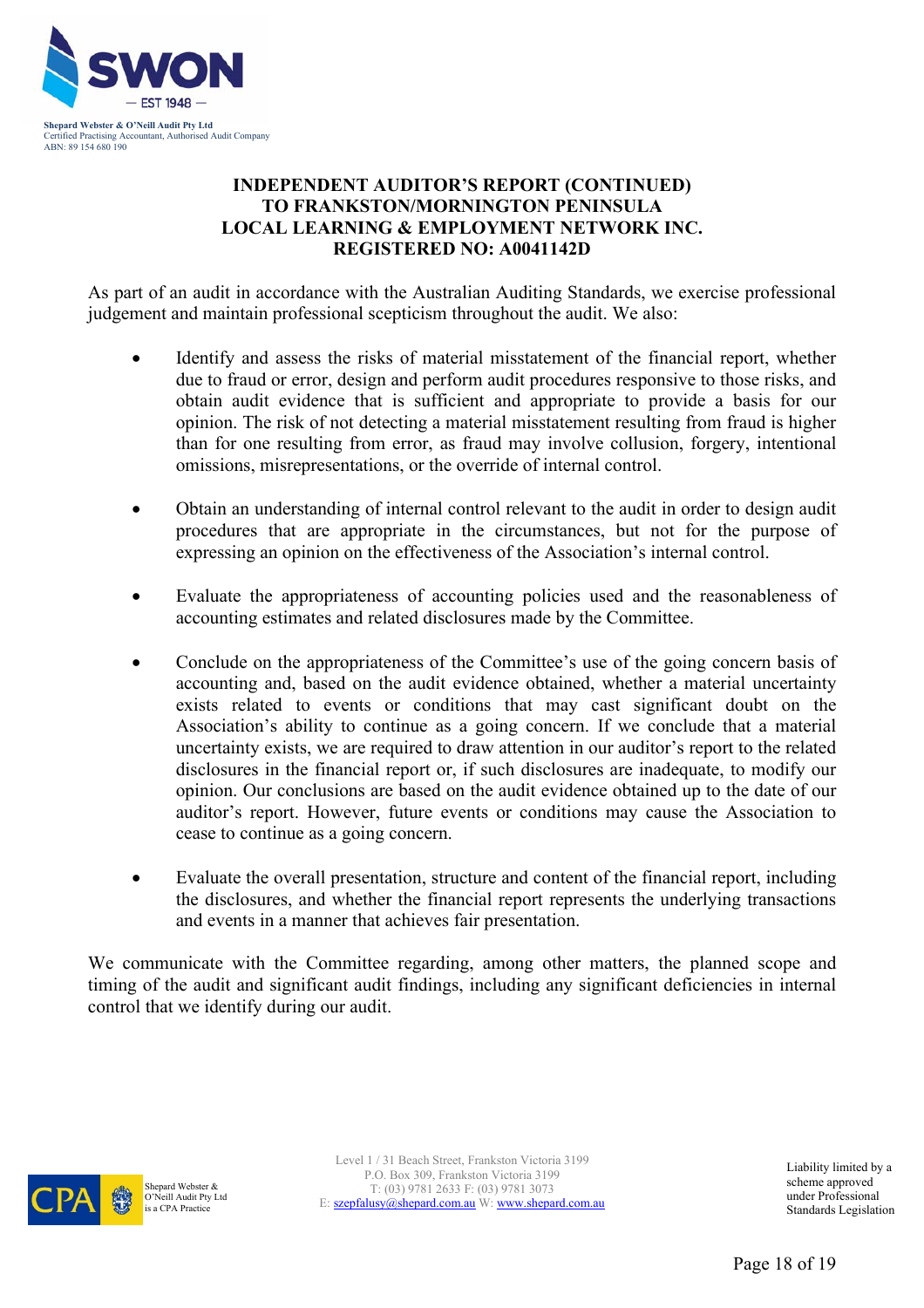**INDEPENDENT AUDITOR'S REPORT (CONTINUED)**
**TO FRANKSTON/MORNINGTON PENINSULA**
**LOCAL LEARNING & EMPLOYMENT NETWORK INC.**
**REGISTERED NO: A0041142D**

As part of an audit in accordance with the Australian Auditing Standards, we exercise professional judgement and maintain professional scepticism throughout the audit. We also:

- Identify and assess the risks of material misstatement of the financial report, whether due to fraud or error, design and perform audit procedures responsive to those risks, and obtain audit evidence that is sufficient and appropriate to provide a basis for our opinion. The risk of not detecting a material misstatement resulting from fraud is higher than for one resulting from error, as fraud may involve collusion, forgery, intentional omissions, misrepresentations, or the override of internal control.

- Obtain an understanding of internal control relevant to the audit in order to design audit procedures that are appropriate in the circumstances, but not for the purpose of expressing an opinion on the effectiveness of the Association's internal control.

- Evaluate the appropriateness of accounting policies used and the reasonableness of accounting estimates and related disclosures made by the Committee.

- Conclude on the appropriateness of the Committee's use of the going concern basis of accounting and, based on the audit evidence obtained, whether a material uncertainty exists related to events or conditions that may cast significant doubt on the Association's ability to continue as a going concern. If we conclude that a material uncertainty exists, we are required to draw attention in our auditor's report to the related disclosures in the financial report or, if such disclosures are inadequate, to modify our opinion. Our conclusions are based on the audit evidence obtained up to the date of our auditor's report. However, future events or conditions may cause the Association to cease to continue as a going concern.

- Evaluate the overall presentation, structure and content of the financial report, including the disclosures, and whether the financial report represents the underlying transactions and events in a manner that achieves fair presentation.

We communicate with the Committee regarding, among other matters, the planned scope and timing of the audit and significant audit findings, including any significant deficiencies in internal control that we identify during our audit.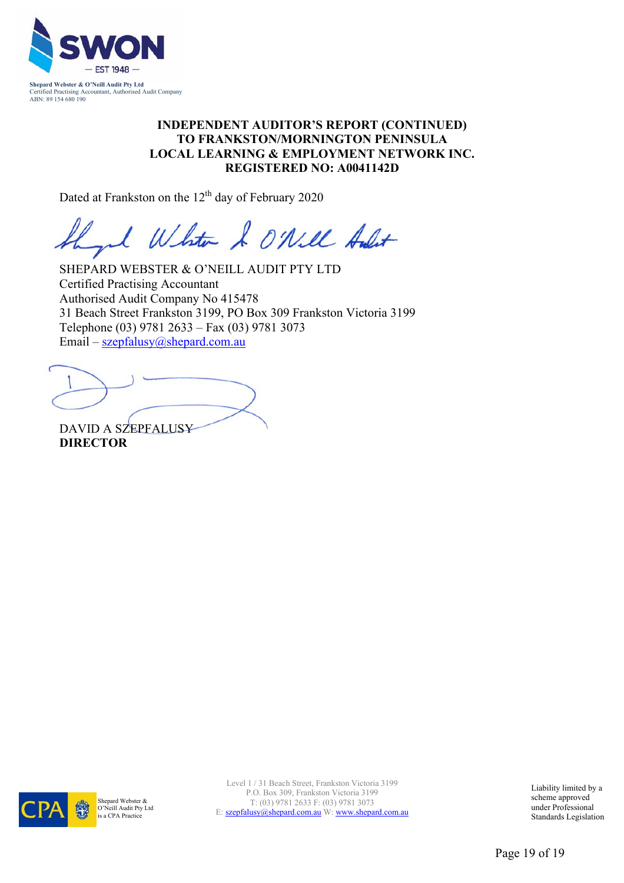Shepard Webster & O'Neill Audit Pty Ltd
Certified Practising Accountant, Authorised Audit Company
ABN: 89 154 680 190

**INDEPENDENT AUDITOR'S REPORT (CONTINUED)**
**TO FRANKSTON/MORNINGTON PENINSULA**
**LOCAL LEARNING & EMPLOYMENT NETWORK INC.**
**REGISTERED NO: A0041142D**

Dated at Frankston on the 12th day of February 2020

SHEPARD WEBSTER & O'NEILL AUDIT PTY LTD
Certified Practising Accountant
Authorised Audit Company No 415478
31 Beach Street Frankston 3199, PO Box 309 Frankston Victoria 3199
Telephone (03) 9781 2633 – Fax (03) 9781 3073
Email – szepfalusy@shepard.com.au

DAVID A SZEPFALUSY
**DIRECTOR**

Shepard Webster & O'Neill Audit Pty Ltd is a CPA Practice

Level 1 / 31 Beach Street, Frankston Victoria 3199
P.O. Box 309, Frankston Victoria 3199
T: (03) 9781 2633 F: (03) 9781 3073
E: szepfalusy@shepard.com.au W: www.shepard.com.au

Liability limited by a scheme approved under Professional Standards Legislation